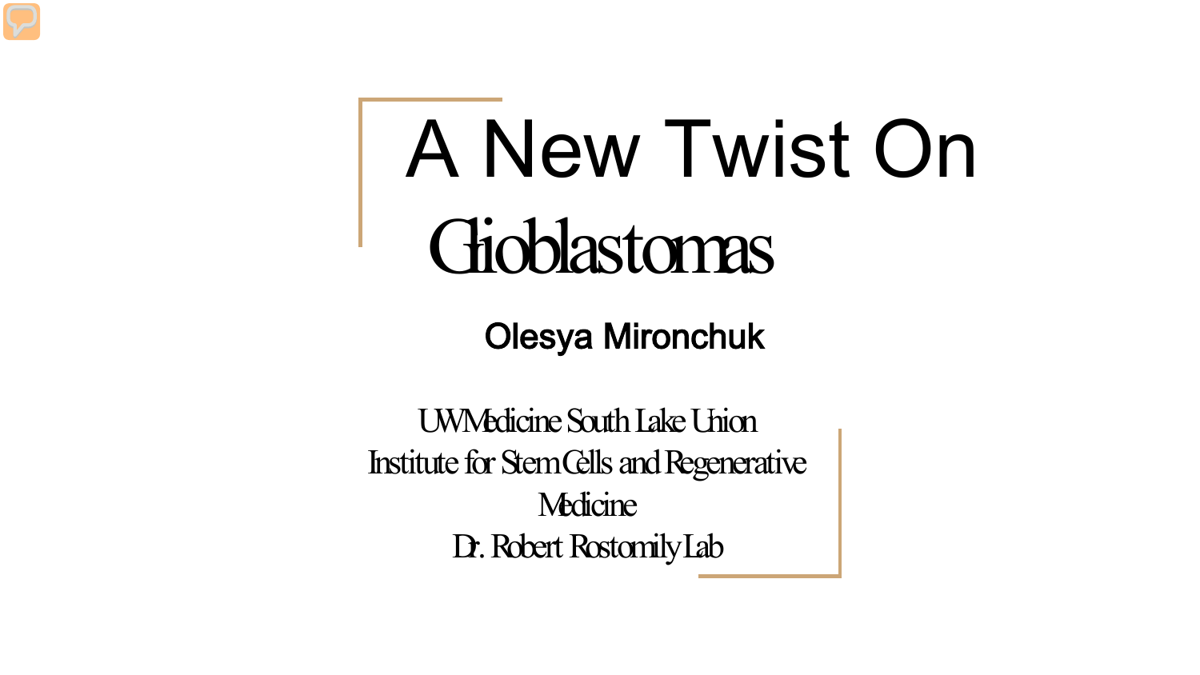# A New Twist On Glioblastomas

**Olesya Mironchuk**

UW Medicine South Lake Union
Institute for Stem Cells and Regenerative Medicine
Dr. Robert Rostomily Lab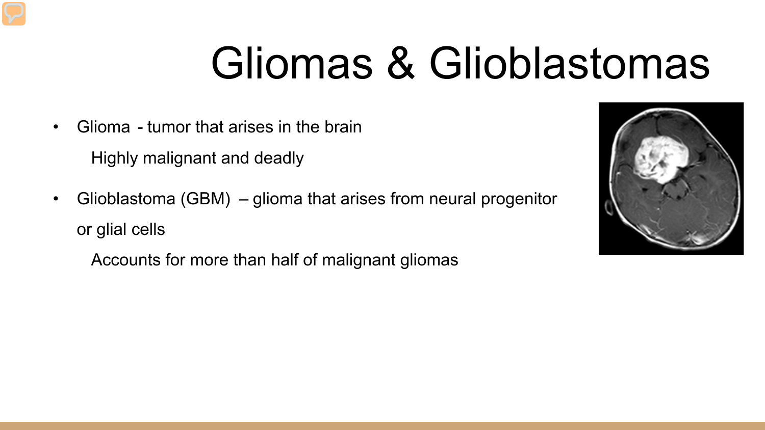# Gliomas & Glioblastomas

- Glioma - tumor that arises in the brain
  - Highly malignant and deadly
- Glioblastoma (GBM) – glioma that arises from neural progenitor or glial cells
  - Accounts for more than half of malignant gliomas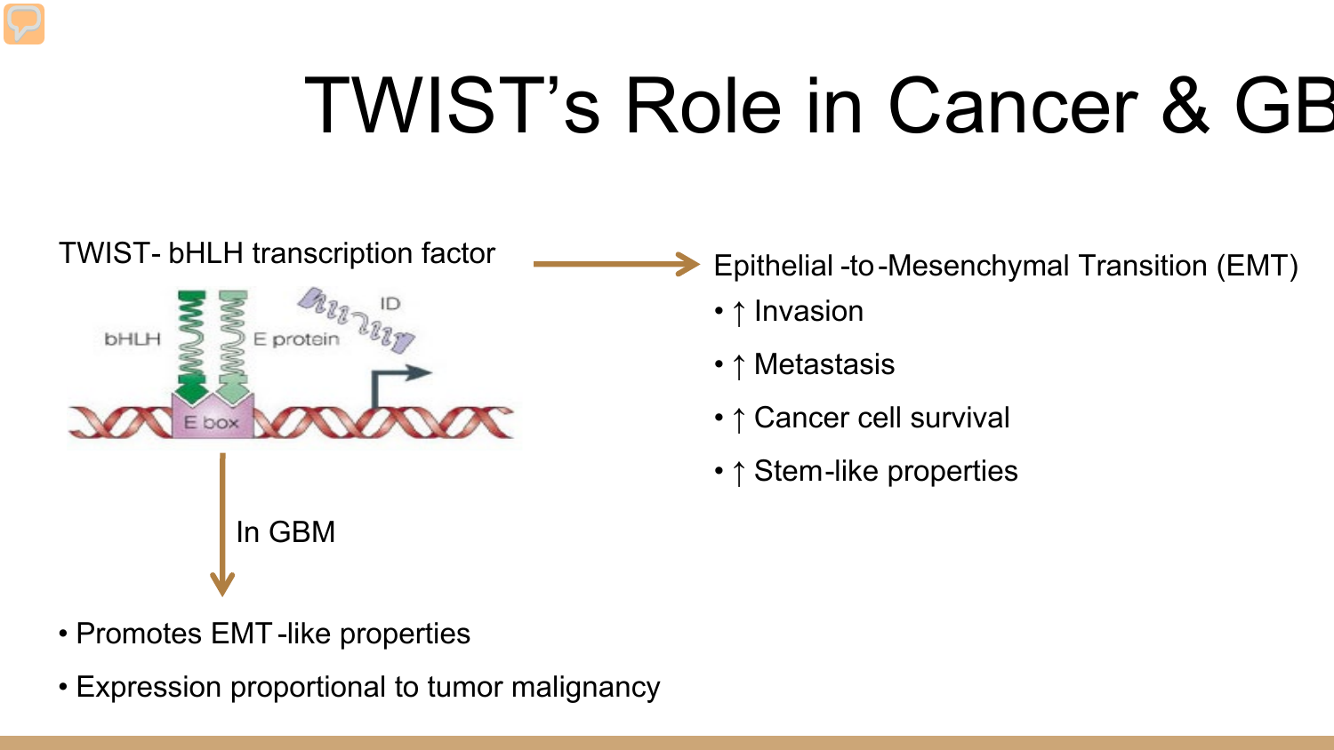# TWIST's Role in Cancer & GB

TWIST- bHLH transcription factor

Epithelial -to-Mesenchymal Transition (EMT)

- ↑ Invasion
- ↑ Metastasis
- ↑ Cancer cell survival
- ↑ Stem-like properties

In GBM

- Promotes EMT-like properties
- Expression proportional to tumor malignancy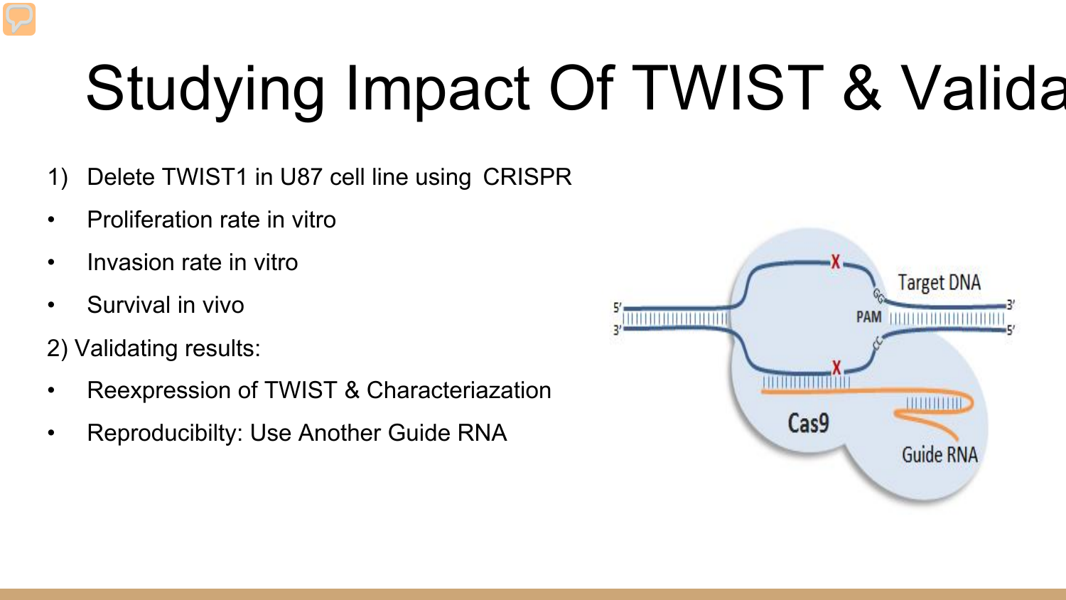# Studying Impact Of TWIST & Valida

1) Delete TWIST1 in U87 cell line using CRISPR

- Proliferation rate in vitro
- Invasion rate in vitro
- Survival in vivo

2) Validating results:

- Reexpression of TWIST & Characteriazation
- Reproducibilty: Use Another Guide RNA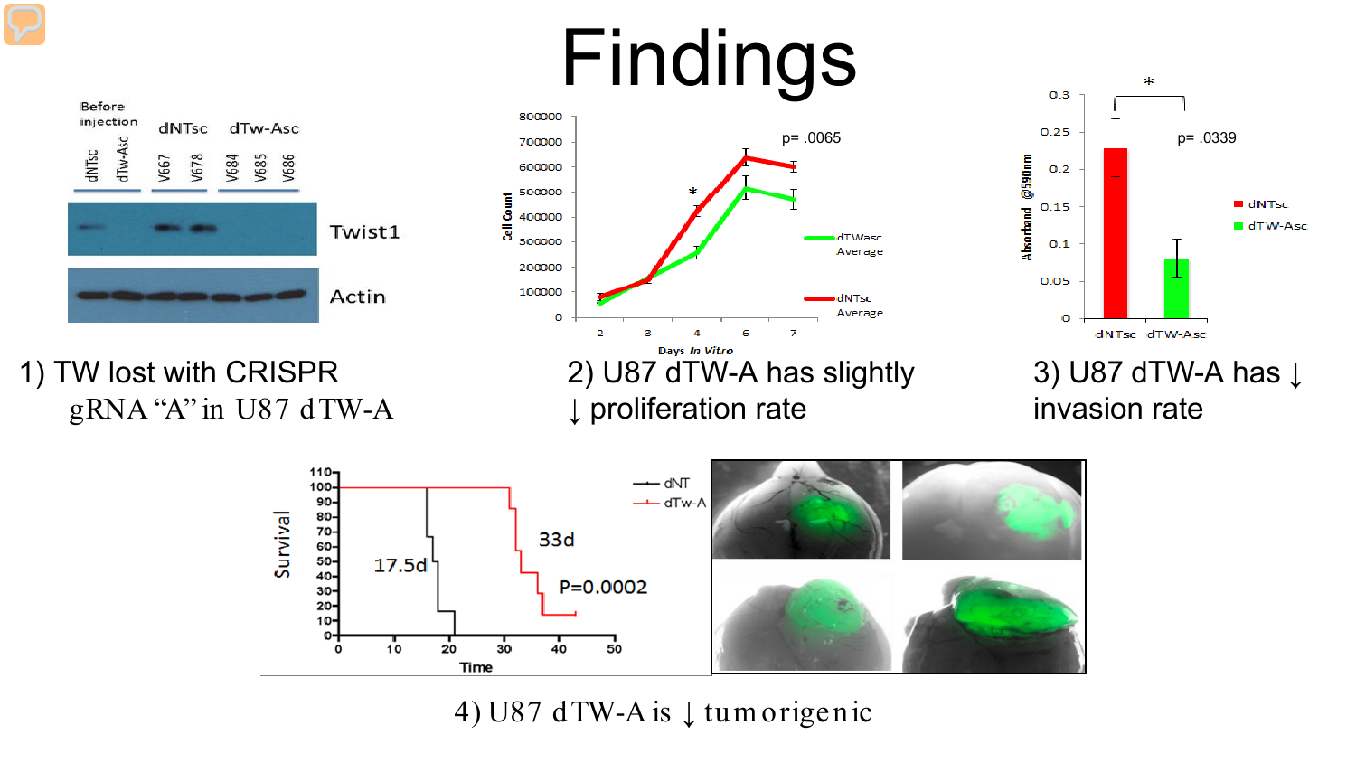# Findings

1) TW lost with CRISPR gRNA "A" in U87 dTW-A

2) U87 dTW-A has slightly ↓ proliferation rate

3) U87 dTW-A has ↓ invasion rate

4) U87 dTW-A is ↓ tumorigenic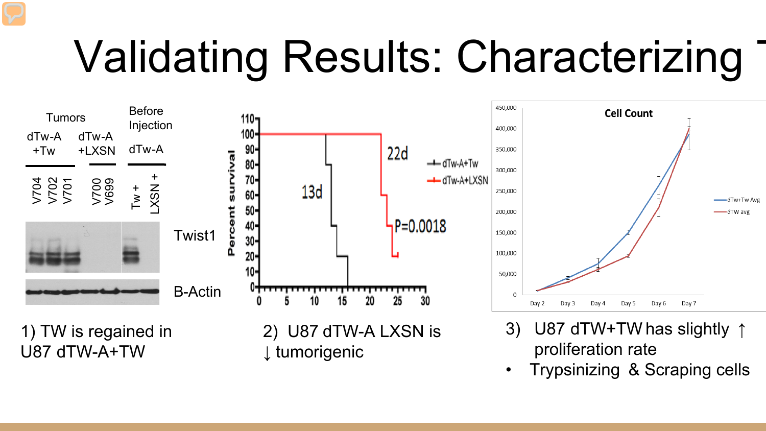# Validating Results: Characterizing

**Tumors**

| dTw-A +Tw | | | dTw-A +LXSN | | Before Injection dTw-A | |
|---|---|---|---|---|---|---|
| V704 | V702 | V701 | V700 | V699 | Tw + | LXSN + |

Twist1

B-Actin

1) TW is regained in U87 dTW-A+TW

2) U87 dTW-A LXSN is ↓ tumorigenic

3) U87 dTW+TW has slightly ↑ proliferation rate

- Trypsinizing & Scraping cells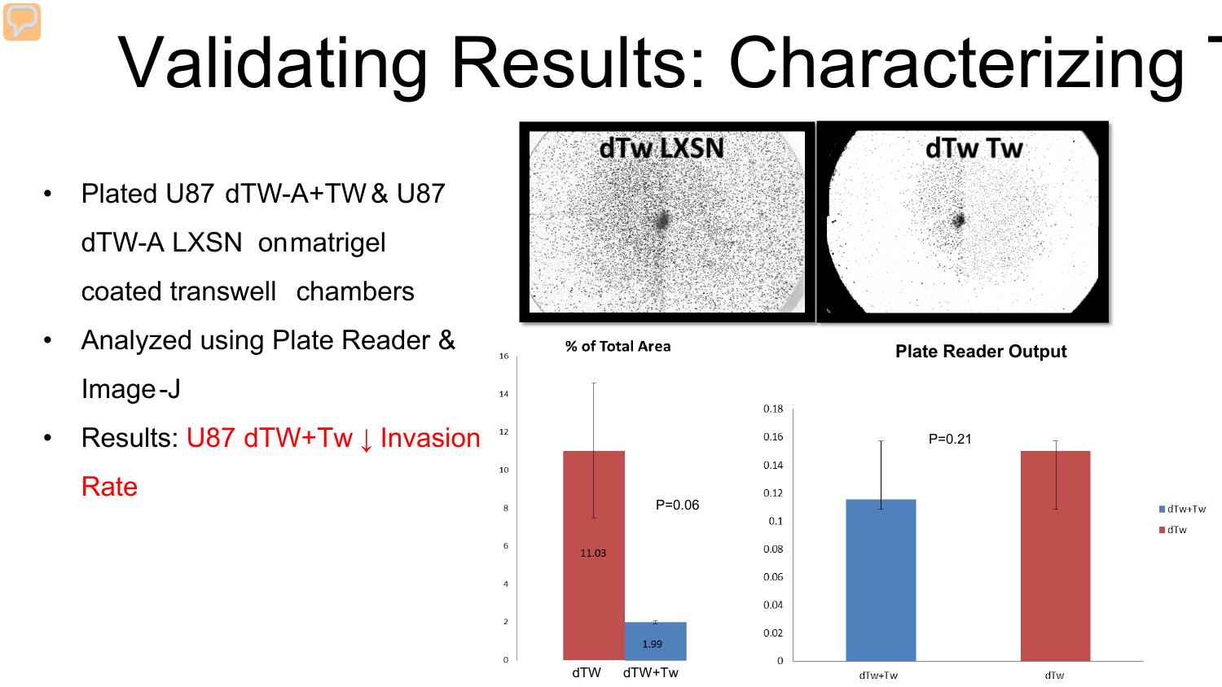# Validating Results: Characterizing

- Plated U87 dTW-A+TW & U87 dTW-A LXSN on matrigel coated transwell chambers
- Analyzed using Plate Reader & Image-J
- Results: U87 dTW+Tw ↓ Invasion Rate

dTw LXSN

dTw Tw

**% of Total Area**

| | dTW | dTW+Tw |
| --- | --- | --- |
| % of Total Area | 11.03 | 1.99 |

P=0.06

**Plate Reader Output**

P=0.21

dTw+Tw

dTw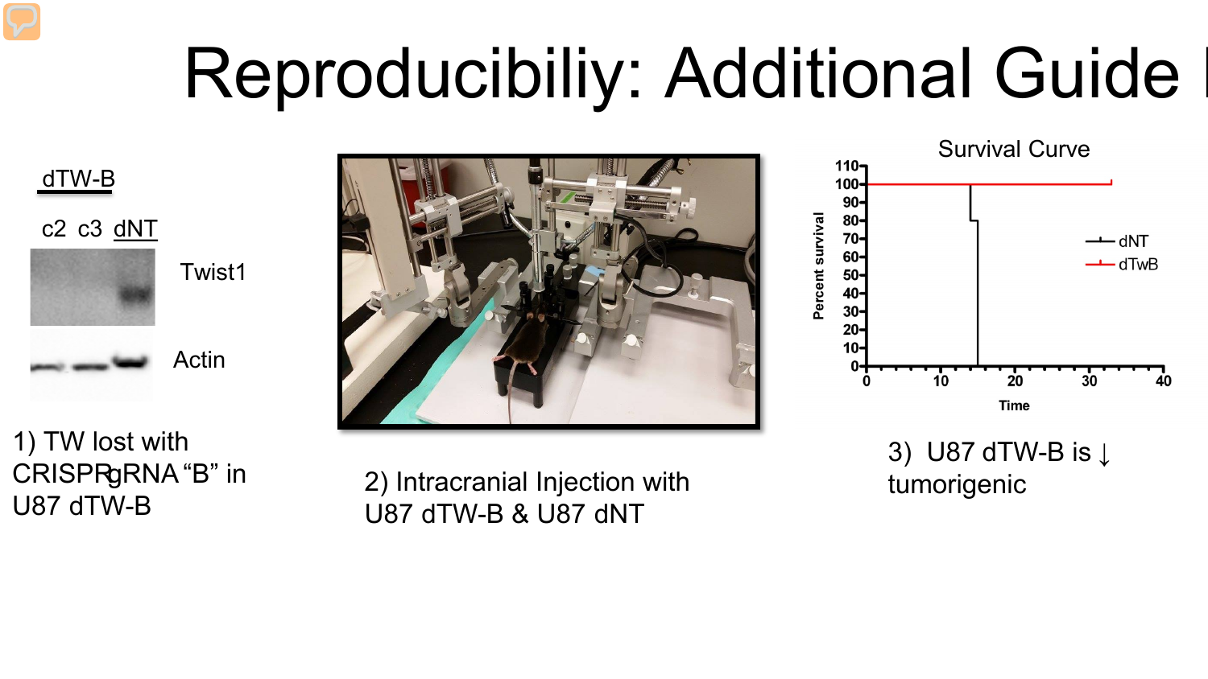# Reproducibiliy: Additional Guide

dTW-B

c2 c3 dNT

Twist1

Actin

1) TW lost with CRISPRgRNA "B" in U87 dTW-B

2) Intracranial Injection with U87 dTW-B & U87 dNT

Survival Curve

Percent survival

Time

dNT

dTwB

3) U87 dTW-B is ↓ tumorigenic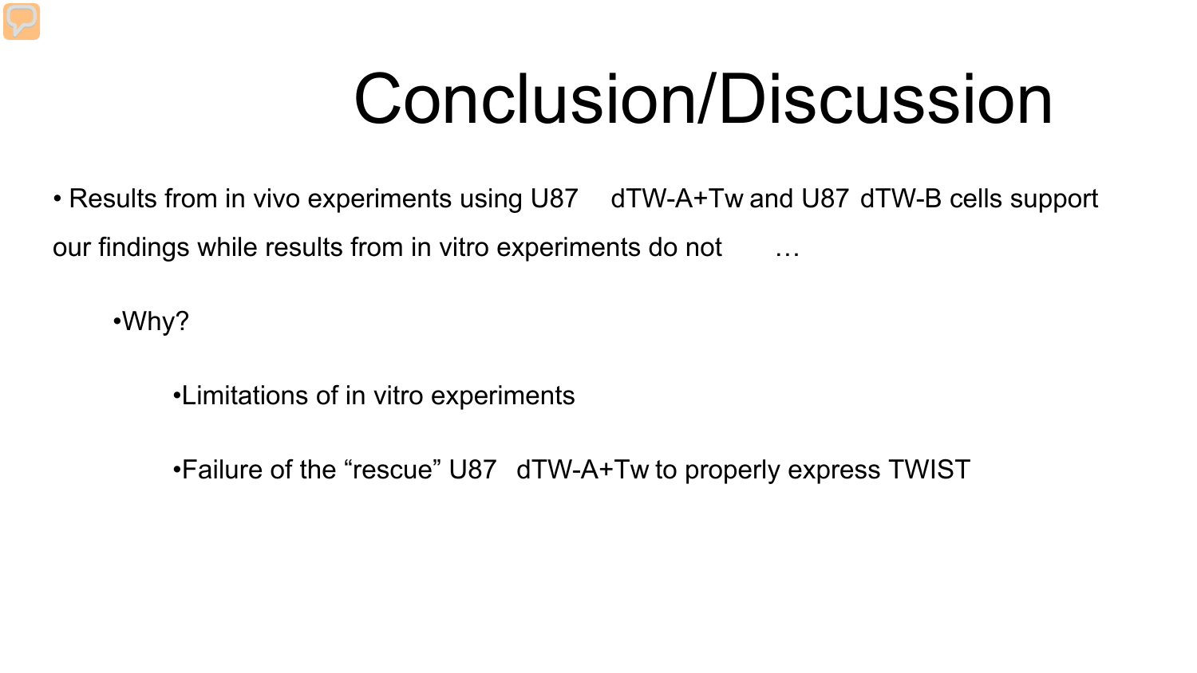# Conclusion/Discussion

- Results from in vivo experiments using U87 dTW-A+Tw and U87 dTW-B cells support our findings while results from in vitro experiments do not …
  - Why?
    - Limitations of in vitro experiments
    - Failure of the "rescue" U87 dTW-A+Tw to properly express TWIST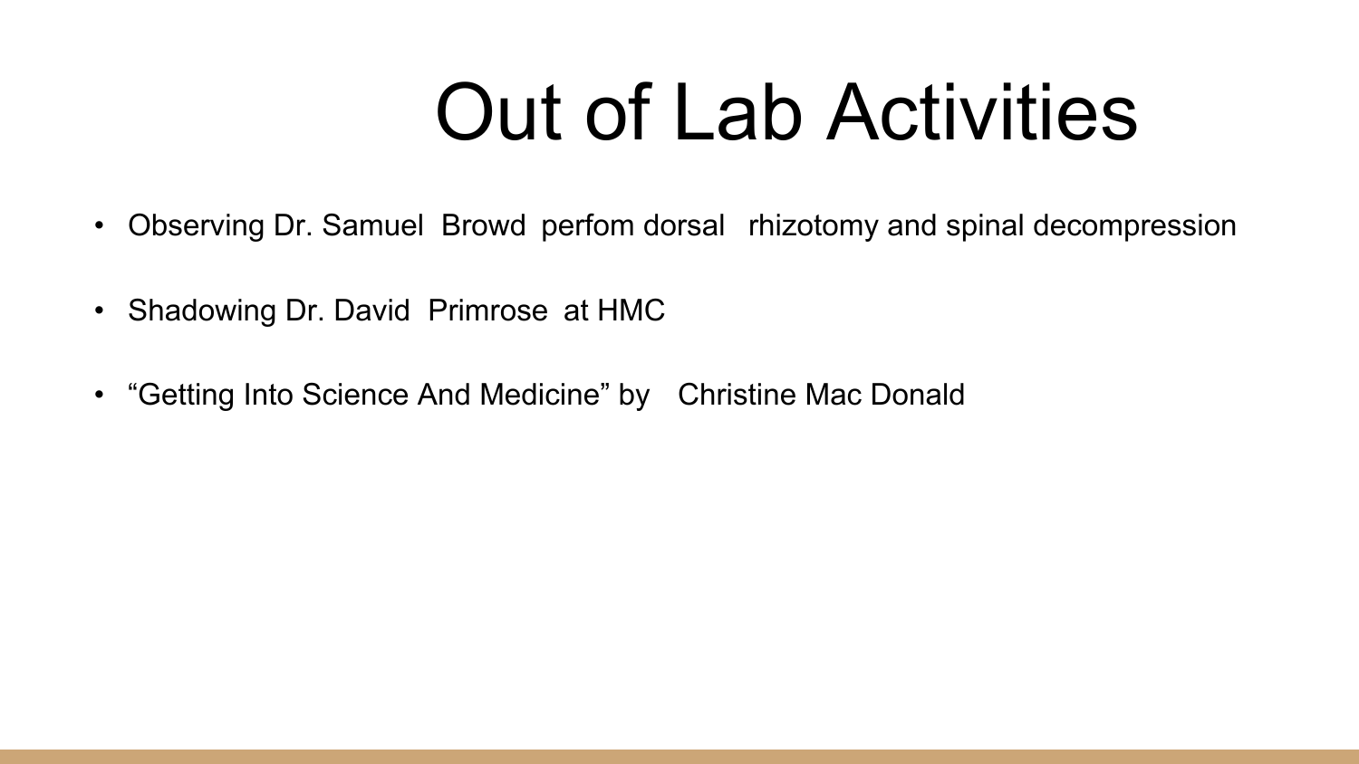# Out of Lab Activities

- Observing Dr. Samuel Browd perfom dorsal rhizotomy and spinal decompression
- Shadowing Dr. David Primrose at HMC
- “Getting Into Science And Medicine” by Christine Mac Donald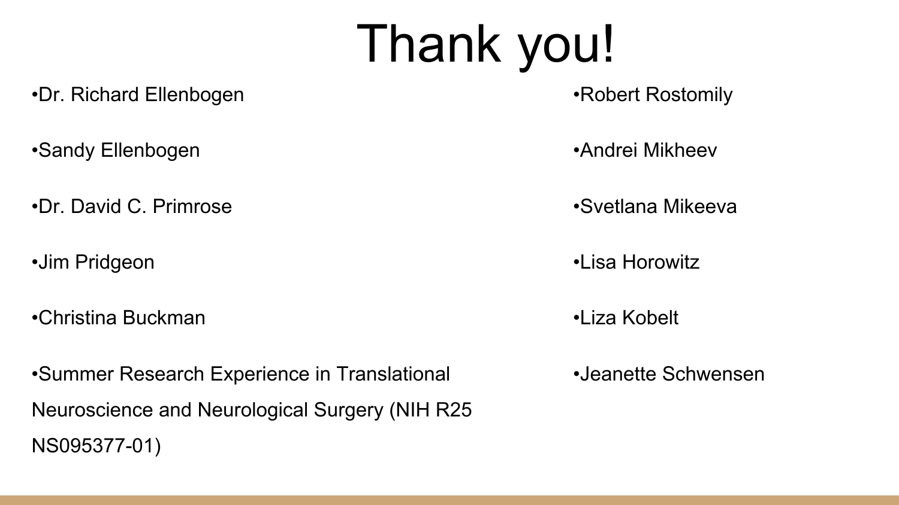# Thank you!

- Dr. Richard Ellenbogen
- Sandy Ellenbogen
- Dr. David C. Primrose
- Jim Pridgeon
- Christina Buckman
- Summer Research Experience in Translational Neuroscience and Neurological Surgery (NIH R25 NS095377-01)

- Robert Rostomily
- Andrei Mikheev
- Svetlana Mikeeva
- Lisa Horowitz
- Liza Kobelt
- Jeanette Schwensen